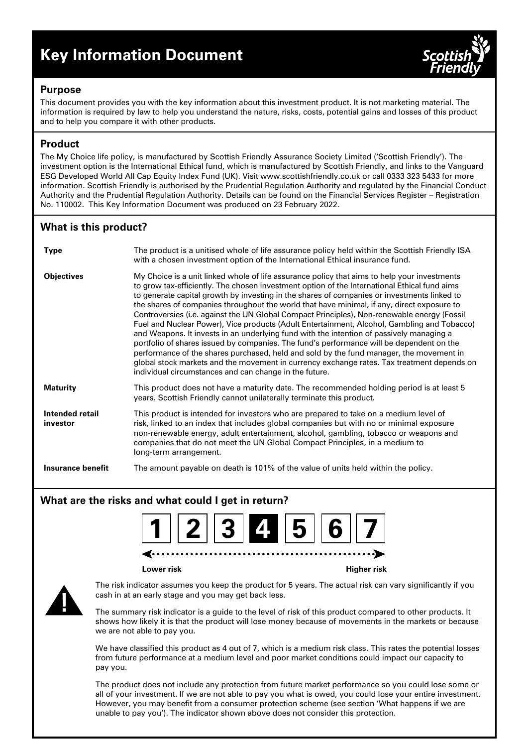# Key Information Document

## Purpose

This document provides you with the key information about this investment product. It is not marketing material. The information is required by law to help you understand the nature, risks, costs, potential gains and losses of this product and to help you compare it with other products.

## Product

The My Choice life policy, is manufactured by Scottish Friendly Assurance Society Limited ('Scottish Friendly'). The investment option is the International Ethical fund, which is manufactured by Scottish Friendly, and links to the Vanguard ESG Developed World All Cap Equity Index Fund (UK). Visit www.scottishfriendly.co.uk or call 0333 323 5433 for more information. Scottish Friendly is authorised by the Prudential Regulation Authority and regulated by the Financial Conduct Authority and the Prudential Regulation Authority. Details can be found on the Financial Services Register – Registration No. 110002. This Key Information Document was produced on 23 February 2022.

## What is this product?

| | |
|---|---|
| **Type** | The product is a unitised whole of life assurance policy held within the Scottish Friendly ISA with a chosen investment option of the International Ethical insurance fund. |
| **Objectives** | My Choice is a unit linked whole of life assurance policy that aims to help your investments to grow tax-efficiently. The chosen investment option of the International Ethical fund aims to generate capital growth by investing in the shares of companies or investments linked to the shares of companies throughout the world that have minimal, if any, direct exposure to Controversies (i.e. against the UN Global Compact Principles), Non-renewable energy (Fossil Fuel and Nuclear Power), Vice products (Adult Entertainment, Alcohol, Gambling and Tobacco) and Weapons. It invests in an underlying fund with the intention of passively managing a portfolio of shares issued by companies. The fund's performance will be dependent on the performance of the shares purchased, held and sold by the fund manager, the movement in global stock markets and the movement in currency exchange rates. Tax treatment depends on individual circumstances and can change in the future. |
| **Maturity** | This product does not have a maturity date. The recommended holding period is at least 5 years. Scottish Friendly cannot unilaterally terminate this product. |
| **Intended retail investor** | This product is intended for investors who are prepared to take on a medium level of risk, linked to an index that includes global companies but with no or minimal exposure non-renewable energy, adult entertainment, alcohol, gambling, tobacco or weapons and companies that do not meet the UN Global Compact Principles, in a medium to long-term arrangement. |
| **Insurance benefit** | The amount payable on death is 101% of the value of units held within the policy. |

## What are the risks and what could I get in return?

1 | 2 | 3 | **4** | 5 | 6 | 7

Lower risk ← → Higher risk

The risk indicator assumes you keep the product for 5 years. The actual risk can vary significantly if you cash in at an early stage and you may get back less.

The summary risk indicator is a guide to the level of risk of this product compared to other products. It shows how likely it is that the product will lose money because of movements in the markets or because we are not able to pay you.

We have classified this product as 4 out of 7, which is a medium risk class. This rates the potential losses from future performance at a medium level and poor market conditions could impact our capacity to pay you.

The product does not include any protection from future market performance so you could lose some or all of your investment. If we are not able to pay you what is owed, you could lose your entire investment. However, you may benefit from a consumer protection scheme (see section 'What happens if we are unable to pay you'). The indicator shown above does not consider this protection.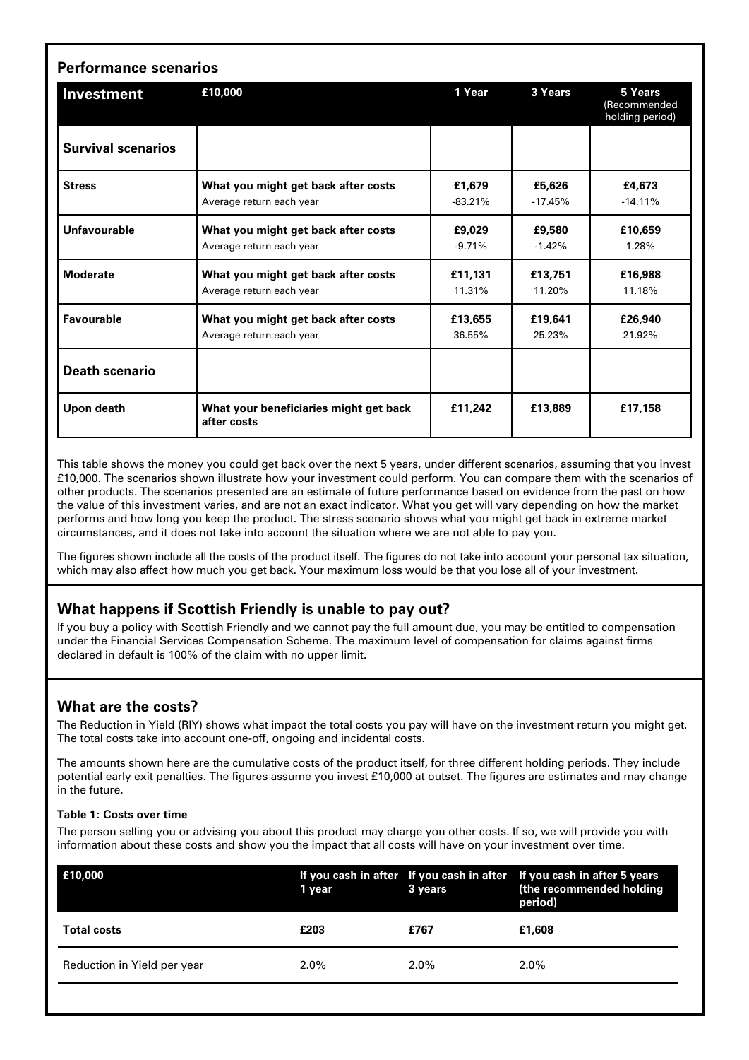## Performance scenarios

| Investment | £10,000 | 1 Year | 3 Years | 5 Years (Recommended holding period) |
|---|---|---|---|---|
| **Survival scenarios** | | | | |
| **Stress** | **What you might get back after costs**<br>Average return each year | **£1,679**<br>-83.21% | **£5,626**<br>-17.45% | **£4,673**<br>-14.11% |
| **Unfavourable** | **What you might get back after costs**<br>Average return each year | **£9,029**<br>-9.71% | **£9,580**<br>-1.42% | **£10,659**<br>1.28% |
| **Moderate** | **What you might get back after costs**<br>Average return each year | **£11,131**<br>11.31% | **£13,751**<br>11.20% | **£16,988**<br>11.18% |
| **Favourable** | **What you might get back after costs**<br>Average return each year | **£13,655**<br>36.55% | **£19,641**<br>25.23% | **£26,940**<br>21.92% |
| **Death scenario** | | | | |
| **Upon death** | **What your beneficiaries might get back after costs** | **£11,242** | **£13,889** | **£17,158** |

This table shows the money you could get back over the next 5 years, under different scenarios, assuming that you invest £10,000. The scenarios shown illustrate how your investment could perform. You can compare them with the scenarios of other products. The scenarios presented are an estimate of future performance based on evidence from the past on how the value of this investment varies, and are not an exact indicator. What you get will vary depending on how the market performs and how long you keep the product. The stress scenario shows what you might get back in extreme market circumstances, and it does not take into account the situation where we are not able to pay you.

The figures shown include all the costs of the product itself. The figures do not take into account your personal tax situation, which may also affect how much you get back. Your maximum loss would be that you lose all of your investment.

## What happens if Scottish Friendly is unable to pay out?

If you buy a policy with Scottish Friendly and we cannot pay the full amount due, you may be entitled to compensation under the Financial Services Compensation Scheme. The maximum level of compensation for claims against firms declared in default is 100% of the claim with no upper limit.

## What are the costs?

The Reduction in Yield (RIY) shows what impact the total costs you pay will have on the investment return you might get. The total costs take into account one-off, ongoing and incidental costs.

The amounts shown here are the cumulative costs of the product itself, for three different holding periods. They include potential early exit penalties. The figures assume you invest £10,000 at outset. The figures are estimates and may change in the future.

#### Table 1: Costs over time

The person selling you or advising you about this product may charge you other costs. If so, we will provide you with information about these costs and show you the impact that all costs will have on your investment over time.

| £10,000 | If you cash in after 1 year | If you cash in after 3 years | If you cash in after 5 years (the recommended holding period) |
|---|---|---|---|
| **Total costs** | **£203** | **£767** | **£1,608** |
| Reduction in Yield per year | 2.0% | 2.0% | 2.0% |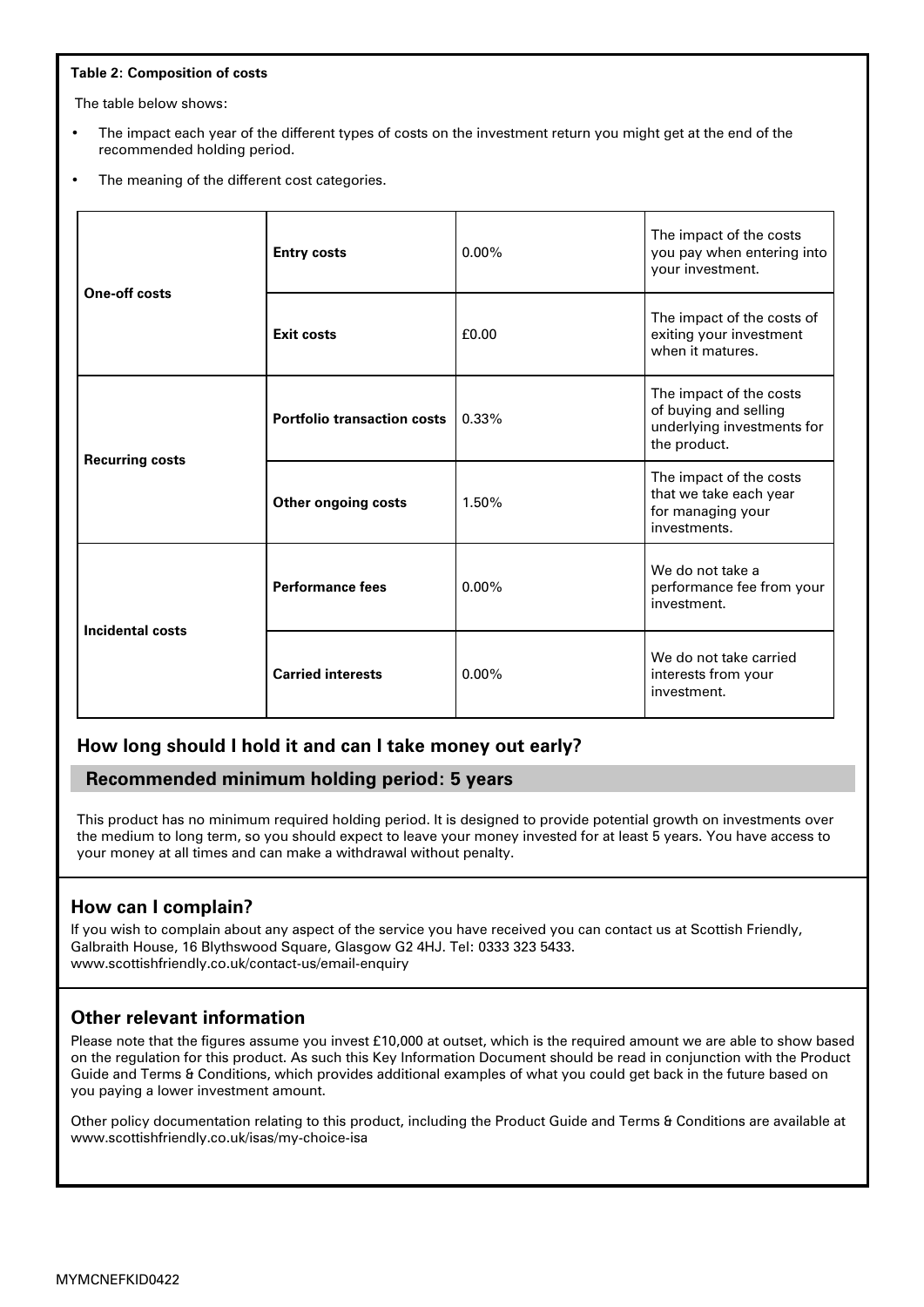**Table 2: Composition of costs**

The table below shows:

- The impact each year of the different types of costs on the investment return you might get at the end of the recommended holding period.
- The meaning of the different cost categories.

| | | | |
|---|---|---|---|
| **One-off costs** | **Entry costs** | 0.00% | The impact of the costs you pay when entering into your investment. |
| | **Exit costs** | £0.00 | The impact of the costs of exiting your investment when it matures. |
| **Recurring costs** | **Portfolio transaction costs** | 0.33% | The impact of the costs of buying and selling underlying investments for the product. |
| | **Other ongoing costs** | 1.50% | The impact of the costs that we take each year for managing your investments. |
| **Incidental costs** | **Performance fees** | 0.00% | We do not take a performance fee from your investment. |
| | **Carried interests** | 0.00% | We do not take carried interests from your investment. |

## How long should I hold it and can I take money out early?

### Recommended minimum holding period: 5 years

This product has no minimum required holding period. It is designed to provide potential growth on investments over the medium to long term, so you should expect to leave your money invested for at least 5 years. You have access to your money at all times and can make a withdrawal without penalty.

## How can I complain?

If you wish to complain about any aspect of the service you have received you can contact us at Scottish Friendly, Galbraith House, 16 Blythswood Square, Glasgow G2 4HJ. Tel: 0333 323 5433.
www.scottishfriendly.co.uk/contact-us/email-enquiry

## Other relevant information

Please note that the figures assume you invest £10,000 at outset, which is the required amount we are able to show based on the regulation for this product. As such this Key Information Document should be read in conjunction with the Product Guide and Terms & Conditions, which provides additional examples of what you could get back in the future based on you paying a lower investment amount.

Other policy documentation relating to this product, including the Product Guide and Terms & Conditions are available at www.scottishfriendly.co.uk/isas/my-choice-isa

MYMCNEFKID0422